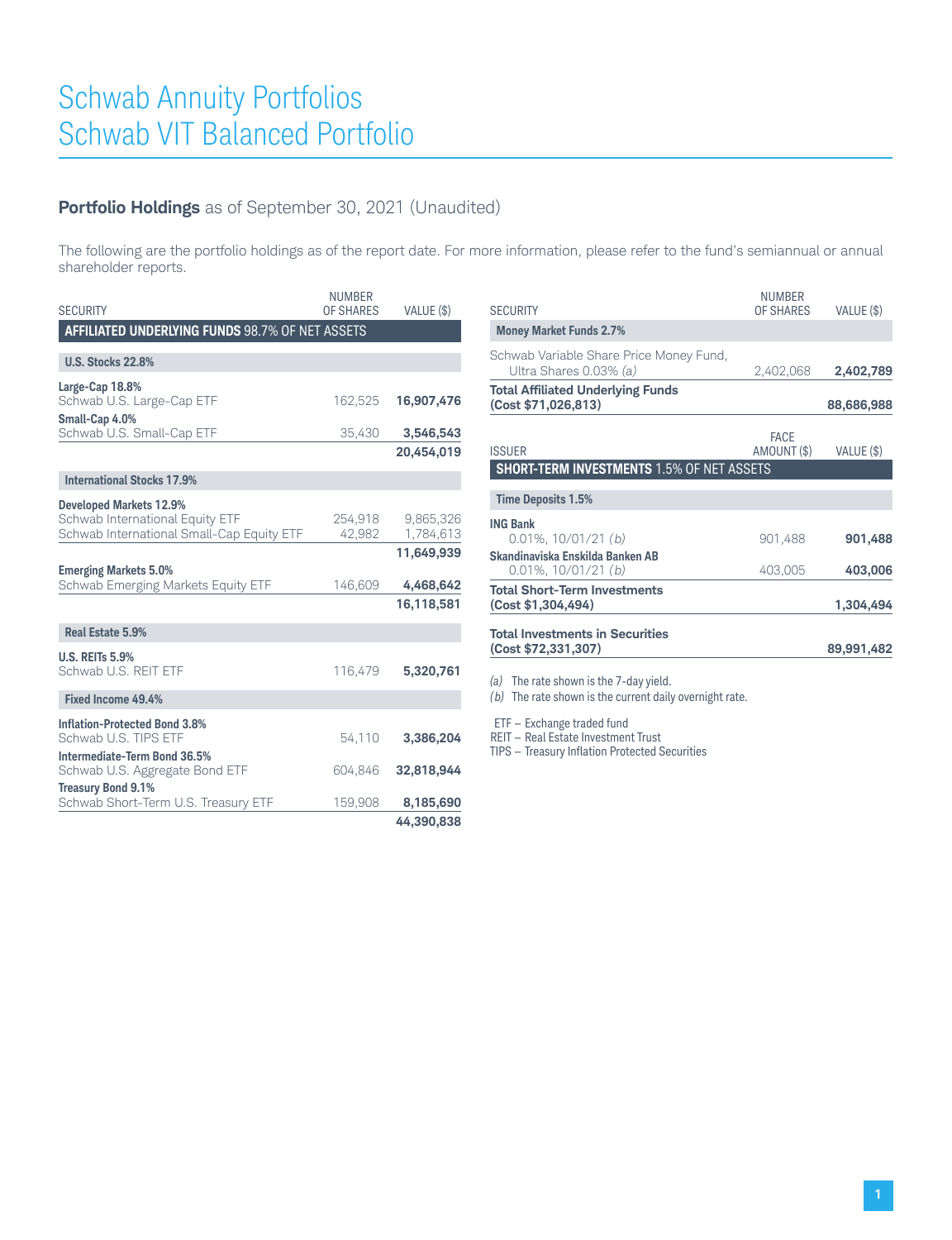# Schwab Annuity Portfolios
# Schwab VIT Balanced Portfolio

## **Portfolio Holdings** as of September 30, 2021 (Unaudited)

The following are the portfolio holdings as of the report date. For more information, please refer to the fund's semiannual or annual shareholder reports.

| SECURITY | NUMBER OF SHARES | VALUE ($) |
|---|---|---|
| **AFFILIATED UNDERLYING FUNDS** 98.7% OF NET ASSETS | | |
| **U.S. Stocks 22.8%** | | |
| **Large-Cap 18.8%** | | |
| Schwab U.S. Large-Cap ETF | 162,525 | **16,907,476** |
| **Small-Cap 4.0%** | | |
| Schwab U.S. Small-Cap ETF | 35,430 | **3,546,543** |
| | | **20,454,019** |
| **International Stocks 17.9%** | | |
| **Developed Markets 12.9%** | | |
| Schwab International Equity ETF | 254,918 | 9,865,326 |
| Schwab International Small-Cap Equity ETF | 42,982 | 1,784,613 |
| | | **11,649,939** |
| **Emerging Markets 5.0%** | | |
| Schwab Emerging Markets Equity ETF | 146,609 | **4,468,642** |
| | | **16,118,581** |
| **Real Estate 5.9%** | | |
| **U.S. REITs 5.9%** | | |
| Schwab U.S. REIT ETF | 116,479 | **5,320,761** |
| **Fixed Income 49.4%** | | |
| **Inflation-Protected Bond 3.8%** | | |
| Schwab U.S. TIPS ETF | 54,110 | **3,386,204** |
| **Intermediate-Term Bond 36.5%** | | |
| Schwab U.S. Aggregate Bond ETF | 604,846 | **32,818,944** |
| **Treasury Bond 9.1%** | | |
| Schwab Short-Term U.S. Treasury ETF | 159,908 | **8,185,690** |
| | | **44,390,838** |
| **Money Market Funds 2.7%** | | |
| Schwab Variable Share Price Money Fund, Ultra Shares 0.03% *(a)* | 2,402,068 | **2,402,789** |
| **Total Affiliated Underlying Funds (Cost $71,026,813)** | | **88,686,988** |

| ISSUER | FACE AMOUNT ($) | VALUE ($) |
|---|---|---|
| **SHORT-TERM INVESTMENTS** 1.5% OF NET ASSETS | | |
| **Time Deposits 1.5%** | | |
| **ING Bank** | | |
| 0.01%, 10/01/21 *(b)* | 901,488 | **901,488** |
| **Skandinaviska Enskilda Banken AB** | | |
| 0.01%, 10/01/21 *(b)* | 403,005 | **403,006** |
| **Total Short-Term Investments (Cost $1,304,494)** | | **1,304,494** |
| **Total Investments in Securities (Cost $72,331,307)** | | **89,991,482** |

*(a)* The rate shown is the 7-day yield.
*(b)* The rate shown is the current daily overnight rate.

ETF – Exchange traded fund
REIT – Real Estate Investment Trust
TIPS – Treasury Inflation Protected Securities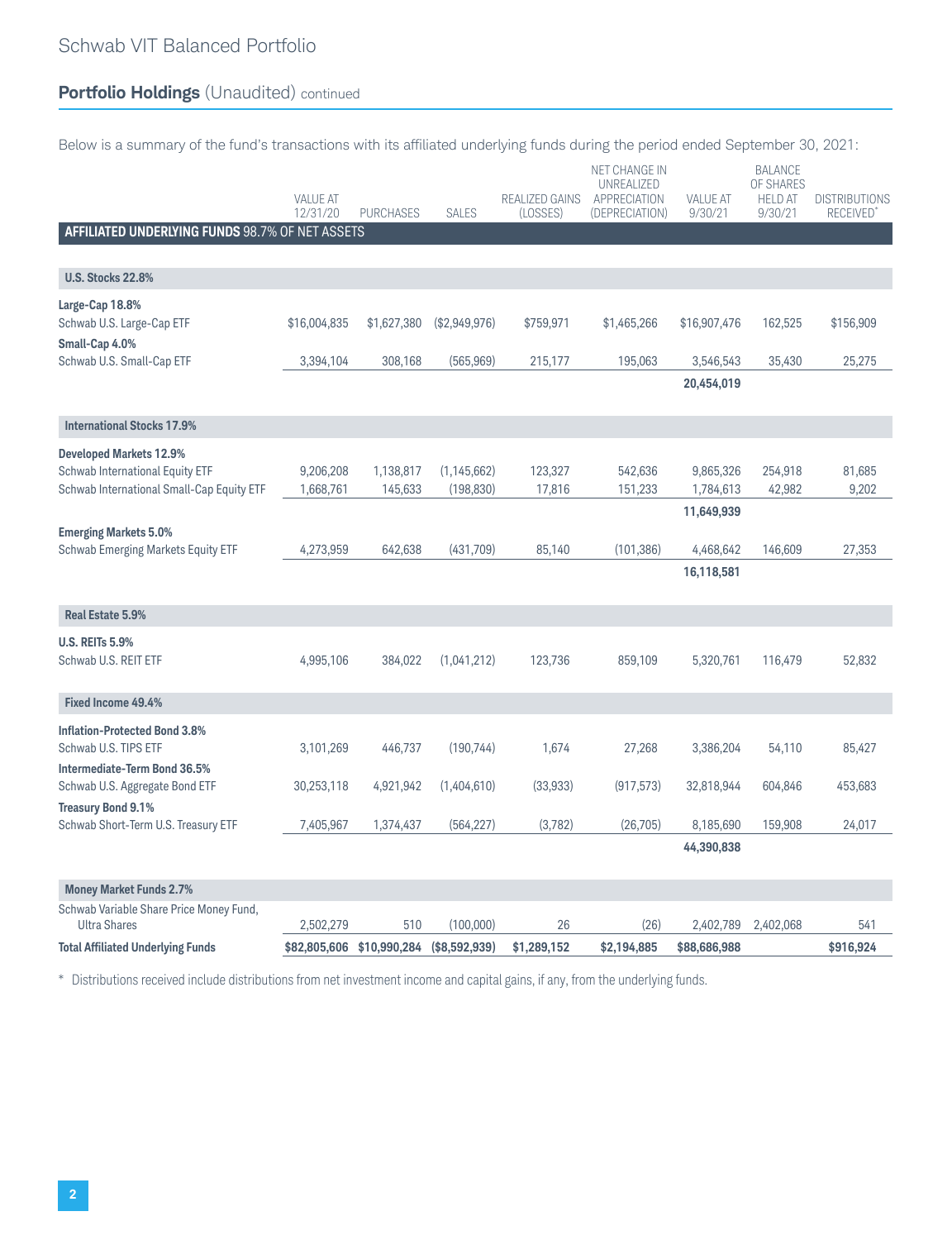Schwab VIT Balanced Portfolio

## Portfolio Holdings (Unaudited) continued

Below is a summary of the fund's transactions with its affiliated underlying funds during the period ended September 30, 2021:

| | VALUE AT 12/31/20 | PURCHASES | SALES | REALIZED GAINS (LOSSES) | NET CHANGE IN UNREALIZED APPRECIATION (DEPRECIATION) | VALUE AT 9/30/21 | BALANCE OF SHARES HELD AT 9/30/21 | DISTRIBUTIONS RECEIVED* |
|---|---|---|---|---|---|---|---|---|
| **AFFILIATED UNDERLYING FUNDS** 98.7% OF NET ASSETS | | | | | | | | |
| **U.S. Stocks 22.8%** | | | | | | | | |
| **Large-Cap 18.8%** | | | | | | | | |
| Schwab U.S. Large-Cap ETF | $16,004,835 | $1,627,380 | ($2,949,976) | $759,971 | $1,465,266 | $16,907,476 | 162,525 | $156,909 |
| **Small-Cap 4.0%** | | | | | | | | |
| Schwab U.S. Small-Cap ETF | 3,394,104 | 308,168 | (565,969) | 215,177 | 195,063 | 3,546,543 | 35,430 | 25,275 |
| | | | | | | **20,454,019** | | |
| **International Stocks 17.9%** | | | | | | | | |
| **Developed Markets 12.9%** | | | | | | | | |
| Schwab International Equity ETF | 9,206,208 | 1,138,817 | (1,145,662) | 123,327 | 542,636 | 9,865,326 | 254,918 | 81,685 |
| Schwab International Small-Cap Equity ETF | 1,668,761 | 145,633 | (198,830) | 17,816 | 151,233 | 1,784,613 | 42,982 | 9,202 |
| | | | | | | **11,649,939** | | |
| **Emerging Markets 5.0%** | | | | | | | | |
| Schwab Emerging Markets Equity ETF | 4,273,959 | 642,638 | (431,709) | 85,140 | (101,386) | 4,468,642 | 146,609 | 27,353 |
| | | | | | | **16,118,581** | | |
| **Real Estate 5.9%** | | | | | | | | |
| **U.S. REITs 5.9%** | | | | | | | | |
| Schwab U.S. REIT ETF | 4,995,106 | 384,022 | (1,041,212) | 123,736 | 859,109 | 5,320,761 | 116,479 | 52,832 |
| **Fixed Income 49.4%** | | | | | | | | |
| **Inflation-Protected Bond 3.8%** | | | | | | | | |
| Schwab U.S. TIPS ETF | 3,101,269 | 446,737 | (190,744) | 1,674 | 27,268 | 3,386,204 | 54,110 | 85,427 |
| **Intermediate-Term Bond 36.5%** | | | | | | | | |
| Schwab U.S. Aggregate Bond ETF | 30,253,118 | 4,921,942 | (1,404,610) | (33,933) | (917,573) | 32,818,944 | 604,846 | 453,683 |
| **Treasury Bond 9.1%** | | | | | | | | |
| Schwab Short-Term U.S. Treasury ETF | 7,405,967 | 1,374,437 | (564,227) | (3,782) | (26,705) | 8,185,690 | 159,908 | 24,017 |
| | | | | | | **44,390,838** | | |
| **Money Market Funds 2.7%** | | | | | | | | |
| Schwab Variable Share Price Money Fund, Ultra Shares | 2,502,279 | 510 | (100,000) | 26 | (26) | 2,402,789 | 2,402,068 | 541 |
| **Total Affiliated Underlying Funds** | **$82,805,606** | **$10,990,284** | **($8,592,939)** | **$1,289,152** | **$2,194,885** | **$88,686,988** | | **$916,924** |

\* Distributions received include distributions from net investment income and capital gains, if any, from the underlying funds.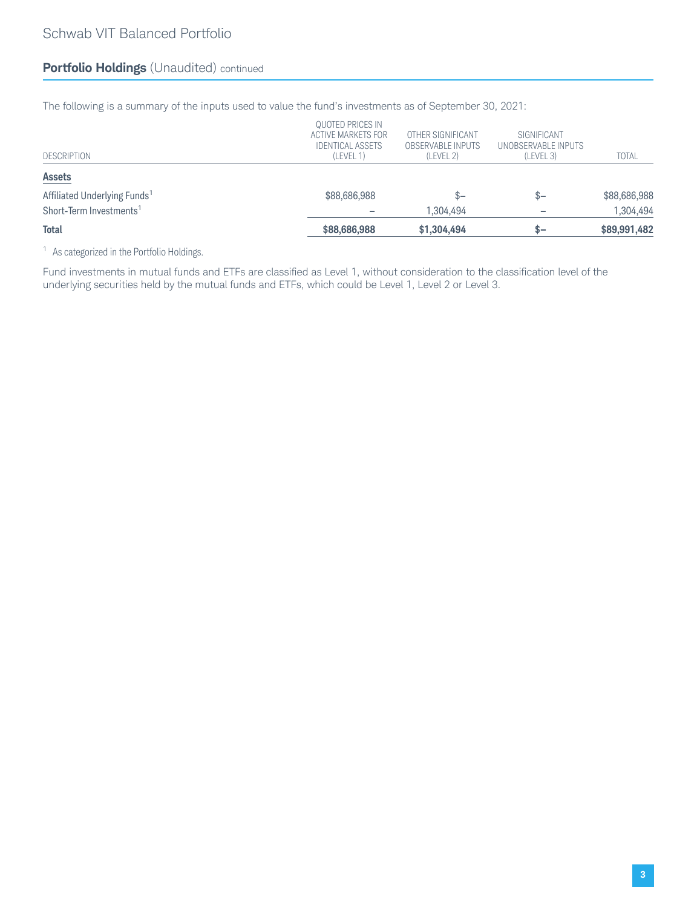## Portfolio Holdings (Unaudited) continued

The following is a summary of the inputs used to value the fund's investments as of September 30, 2021:

| DESCRIPTION | QUOTED PRICES IN ACTIVE MARKETS FOR IDENTICAL ASSETS (LEVEL 1) | OTHER SIGNIFICANT OBSERVABLE INPUTS (LEVEL 2) | SIGNIFICANT UNOBSERVABLE INPUTS (LEVEL 3) | TOTAL |
|---|---|---|---|---|
| **Assets** | | | | |
| Affiliated Underlying Funds[1] | $88,686,988 | $– | $– | $88,686,988 |
| Short-Term Investments[1] | – | 1,304,494 | – | 1,304,494 |
| **Total** | **$88,686,988** | **$1,304,494** | **$–** | **$89,991,482** |

[1] As categorized in the Portfolio Holdings.

Fund investments in mutual funds and ETFs are classified as Level 1, without consideration to the classification level of the underlying securities held by the mutual funds and ETFs, which could be Level 1, Level 2 or Level 3.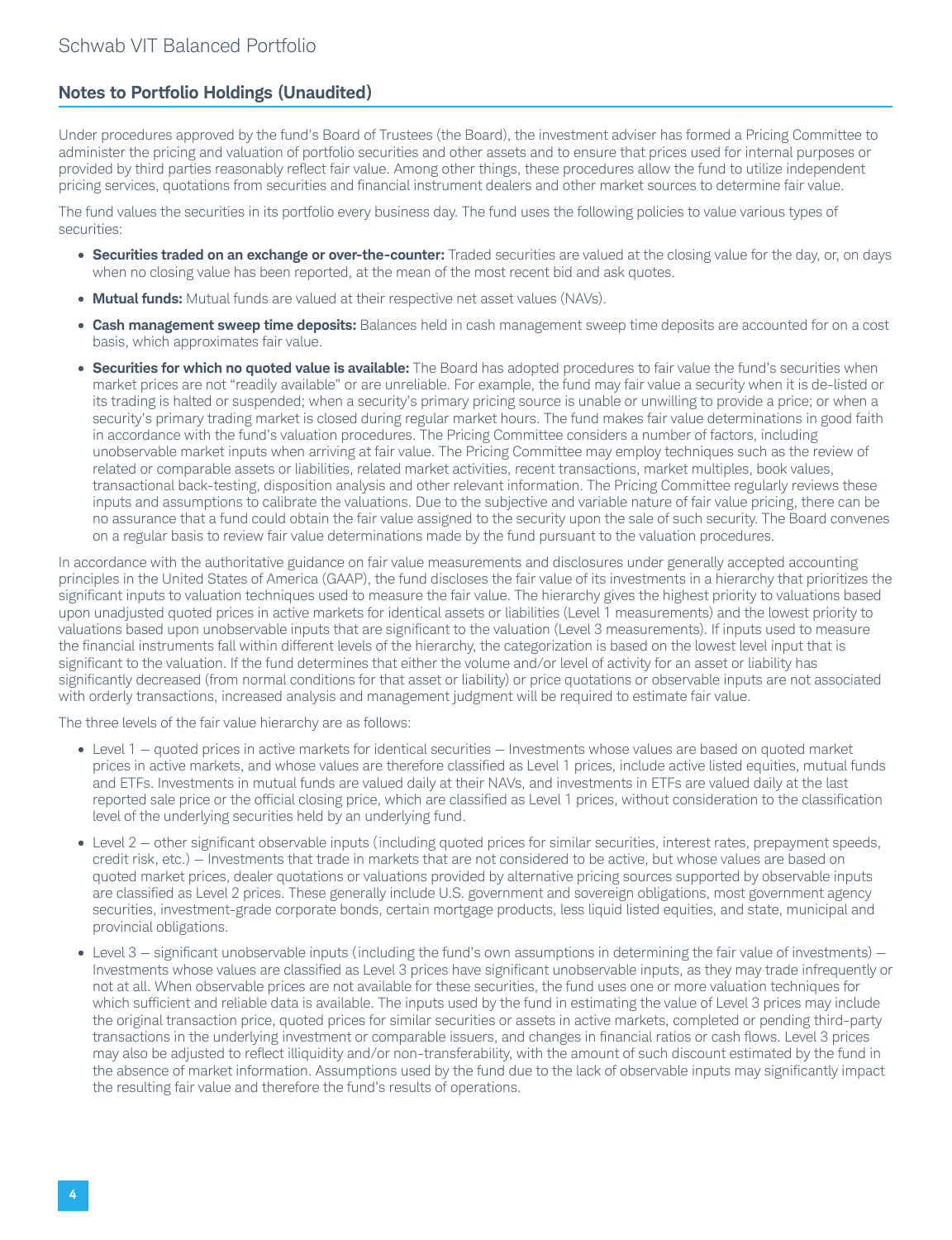## Notes to Portfolio Holdings (Unaudited)

Under procedures approved by the fund's Board of Trustees (the Board), the investment adviser has formed a Pricing Committee to administer the pricing and valuation of portfolio securities and other assets and to ensure that prices used for internal purposes or provided by third parties reasonably reflect fair value. Among other things, these procedures allow the fund to utilize independent pricing services, quotations from securities and financial instrument dealers and other market sources to determine fair value.

The fund values the securities in its portfolio every business day. The fund uses the following policies to value various types of securities:

- **Securities traded on an exchange or over-the-counter:** Traded securities are valued at the closing value for the day, or, on days when no closing value has been reported, at the mean of the most recent bid and ask quotes.
- **Mutual funds:** Mutual funds are valued at their respective net asset values (NAVs).
- **Cash management sweep time deposits:** Balances held in cash management sweep time deposits are accounted for on a cost basis, which approximates fair value.
- **Securities for which no quoted value is available:** The Board has adopted procedures to fair value the fund's securities when market prices are not "readily available" or are unreliable. For example, the fund may fair value a security when it is de-listed or its trading is halted or suspended; when a security's primary pricing source is unable or unwilling to provide a price; or when a security's primary trading market is closed during regular market hours. The fund makes fair value determinations in good faith in accordance with the fund's valuation procedures. The Pricing Committee considers a number of factors, including unobservable market inputs when arriving at fair value. The Pricing Committee may employ techniques such as the review of related or comparable assets or liabilities, related market activities, recent transactions, market multiples, book values, transactional back-testing, disposition analysis and other relevant information. The Pricing Committee regularly reviews these inputs and assumptions to calibrate the valuations. Due to the subjective and variable nature of fair value pricing, there can be no assurance that a fund could obtain the fair value assigned to the security upon the sale of such security. The Board convenes on a regular basis to review fair value determinations made by the fund pursuant to the valuation procedures.

In accordance with the authoritative guidance on fair value measurements and disclosures under generally accepted accounting principles in the United States of America (GAAP), the fund discloses the fair value of its investments in a hierarchy that prioritizes the significant inputs to valuation techniques used to measure the fair value. The hierarchy gives the highest priority to valuations based upon unadjusted quoted prices in active markets for identical assets or liabilities (Level 1 measurements) and the lowest priority to valuations based upon unobservable inputs that are significant to the valuation (Level 3 measurements). If inputs used to measure the financial instruments fall within different levels of the hierarchy, the categorization is based on the lowest level input that is significant to the valuation. If the fund determines that either the volume and/or level of activity for an asset or liability has significantly decreased (from normal conditions for that asset or liability) or price quotations or observable inputs are not associated with orderly transactions, increased analysis and management judgment will be required to estimate fair value.

The three levels of the fair value hierarchy are as follows:

- Level 1 — quoted prices in active markets for identical securities — Investments whose values are based on quoted market prices in active markets, and whose values are therefore classified as Level 1 prices, include active listed equities, mutual funds and ETFs. Investments in mutual funds are valued daily at their NAVs, and investments in ETFs are valued daily at the last reported sale price or the official closing price, which are classified as Level 1 prices, without consideration to the classification level of the underlying securities held by an underlying fund.
- Level 2 — other significant observable inputs (including quoted prices for similar securities, interest rates, prepayment speeds, credit risk, etc.) — Investments that trade in markets that are not considered to be active, but whose values are based on quoted market prices, dealer quotations or valuations provided by alternative pricing sources supported by observable inputs are classified as Level 2 prices. These generally include U.S. government and sovereign obligations, most government agency securities, investment-grade corporate bonds, certain mortgage products, less liquid listed equities, and state, municipal and provincial obligations.
- Level 3 — significant unobservable inputs (including the fund's own assumptions in determining the fair value of investments) — Investments whose values are classified as Level 3 prices have significant unobservable inputs, as they may trade infrequently or not at all. When observable prices are not available for these securities, the fund uses one or more valuation techniques for which sufficient and reliable data is available. The inputs used by the fund in estimating the value of Level 3 prices may include the original transaction price, quoted prices for similar securities or assets in active markets, completed or pending third-party transactions in the underlying investment or comparable issuers, and changes in financial ratios or cash flows. Level 3 prices may also be adjusted to reflect illiquidity and/or non-transferability, with the amount of such discount estimated by the fund in the absence of market information. Assumptions used by the fund due to the lack of observable inputs may significantly impact the resulting fair value and therefore the fund's results of operations.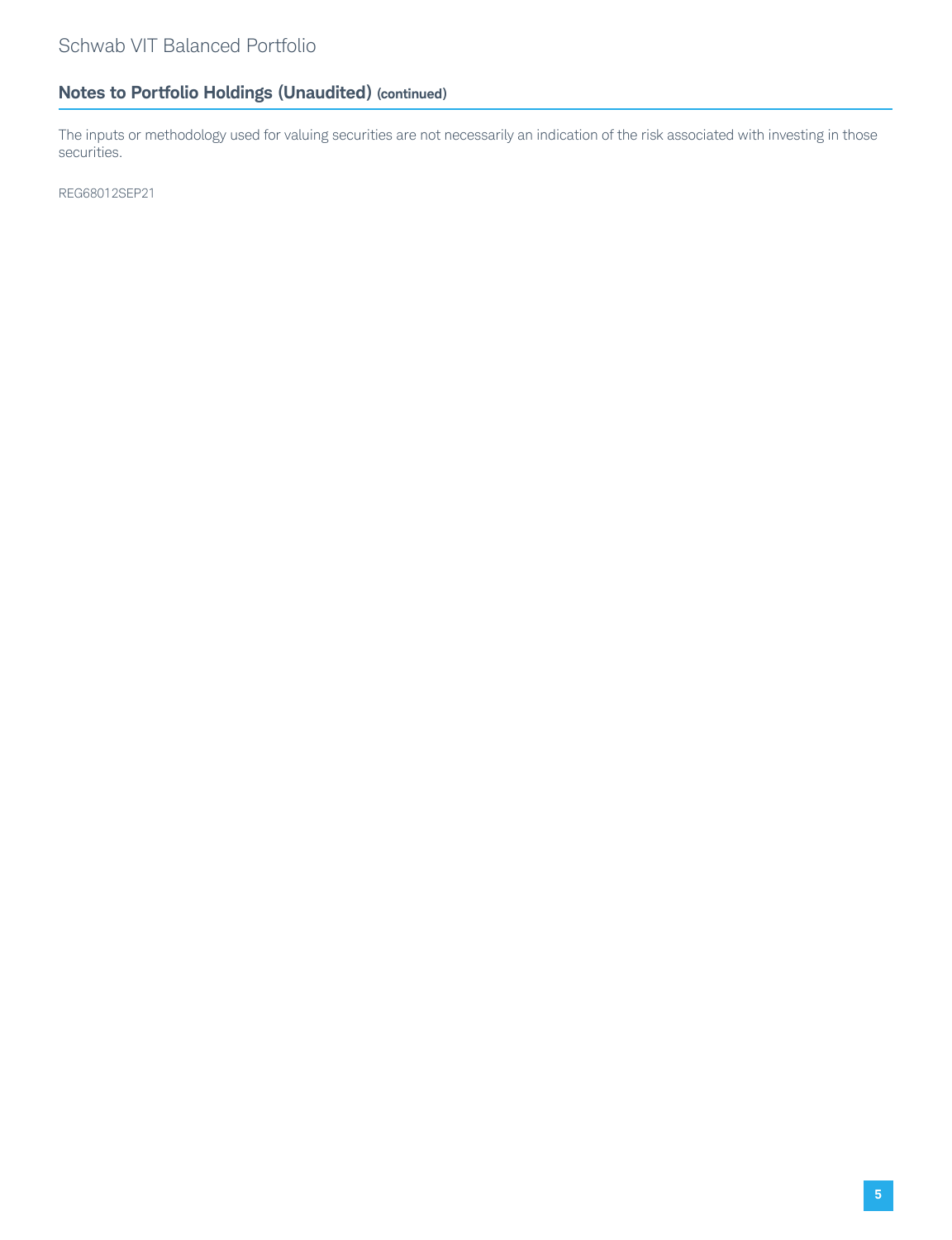## Notes to Portfolio Holdings (Unaudited) (continued)

The inputs or methodology used for valuing securities are not necessarily an indication of the risk associated with investing in those securities.

REG68012SEP21